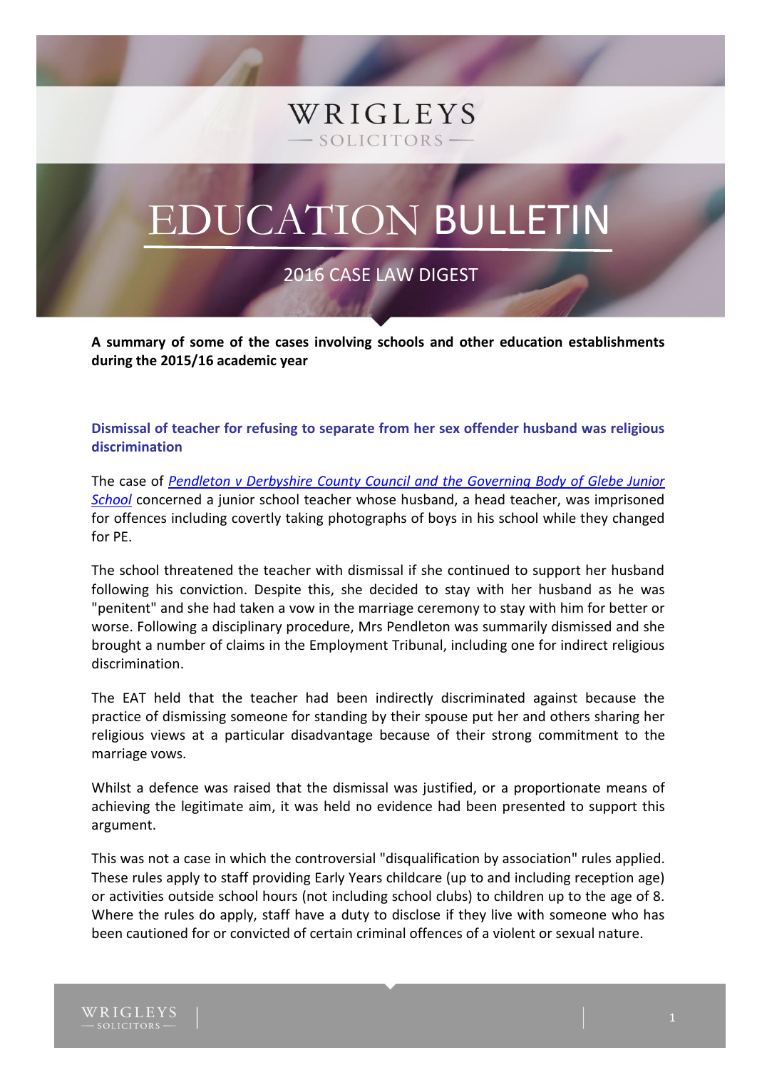WRIGLEYS

SOLICITORS

# EDUCATION BULLETIN

2016 CASE LAW DIGEST

**A summary of some of the cases involving schools and other education establishments during the 2015/16 academic year**

## Dismissal of teacher for refusing to separate from her sex offender husband was religious discrimination

The case of *Pendleton v Derbyshire County Council and the Governing Body of Glebe Junior School* concerned a junior school teacher whose husband, a head teacher, was imprisoned for offences including covertly taking photographs of boys in his school while they changed for PE.

The school threatened the teacher with dismissal if she continued to support her husband following his conviction. Despite this, she decided to stay with her husband as he was "penitent" and she had taken a vow in the marriage ceremony to stay with him for better or worse. Following a disciplinary procedure, Mrs Pendleton was summarily dismissed and she brought a number of claims in the Employment Tribunal, including one for indirect religious discrimination.

The EAT held that the teacher had been indirectly discriminated against because the practice of dismissing someone for standing by their spouse put her and others sharing her religious views at a particular disadvantage because of their strong commitment to the marriage vows.

Whilst a defence was raised that the dismissal was justified, or a proportionate means of achieving the legitimate aim, it was held no evidence had been presented to support this argument.

This was not a case in which the controversial "disqualification by association" rules applied. These rules apply to staff providing Early Years childcare (up to and including reception age) or activities outside school hours (not including school clubs) to children up to the age of 8. Where the rules do apply, staff have a duty to disclose if they live with someone who has been cautioned for or convicted of certain criminal offences of a violent or sexual nature.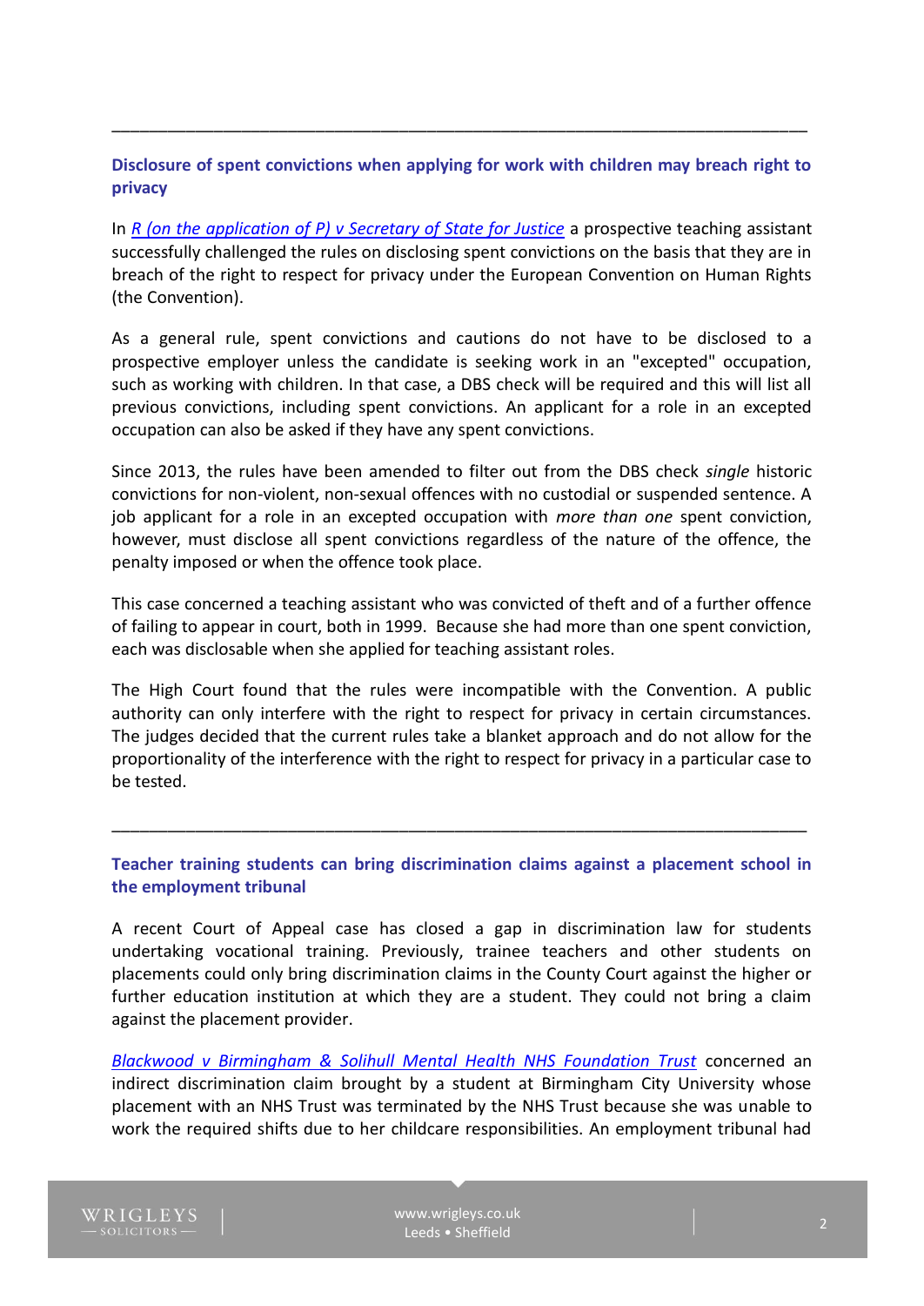## Disclosure of spent convictions when applying for work with children may breach right to privacy

In *R (on the application of P) v Secretary of State for Justice* a prospective teaching assistant successfully challenged the rules on disclosing spent convictions on the basis that they are in breach of the right to respect for privacy under the European Convention on Human Rights (the Convention).

As a general rule, spent convictions and cautions do not have to be disclosed to a prospective employer unless the candidate is seeking work in an "excepted" occupation, such as working with children. In that case, a DBS check will be required and this will list all previous convictions, including spent convictions. An applicant for a role in an excepted occupation can also be asked if they have any spent convictions.

Since 2013, the rules have been amended to filter out from the DBS check *single* historic convictions for non-violent, non-sexual offences with no custodial or suspended sentence. A job applicant for a role in an excepted occupation with *more than one* spent conviction, however, must disclose all spent convictions regardless of the nature of the offence, the penalty imposed or when the offence took place.

This case concerned a teaching assistant who was convicted of theft and of a further offence of failing to appear in court, both in 1999. Because she had more than one spent conviction, each was disclosable when she applied for teaching assistant roles.

The High Court found that the rules were incompatible with the Convention. A public authority can only interfere with the right to respect for privacy in certain circumstances. The judges decided that the current rules take a blanket approach and do not allow for the proportionality of the interference with the right to respect for privacy in a particular case to be tested.

## Teacher training students can bring discrimination claims against a placement school in the employment tribunal

A recent Court of Appeal case has closed a gap in discrimination law for students undertaking vocational training. Previously, trainee teachers and other students on placements could only bring discrimination claims in the County Court against the higher or further education institution at which they are a student. They could not bring a claim against the placement provider.

*Blackwood v Birmingham & Solihull Mental Health NHS Foundation Trust* concerned an indirect discrimination claim brought by a student at Birmingham City University whose placement with an NHS Trust was terminated by the NHS Trust because she was unable to work the required shifts due to her childcare responsibilities. An employment tribunal had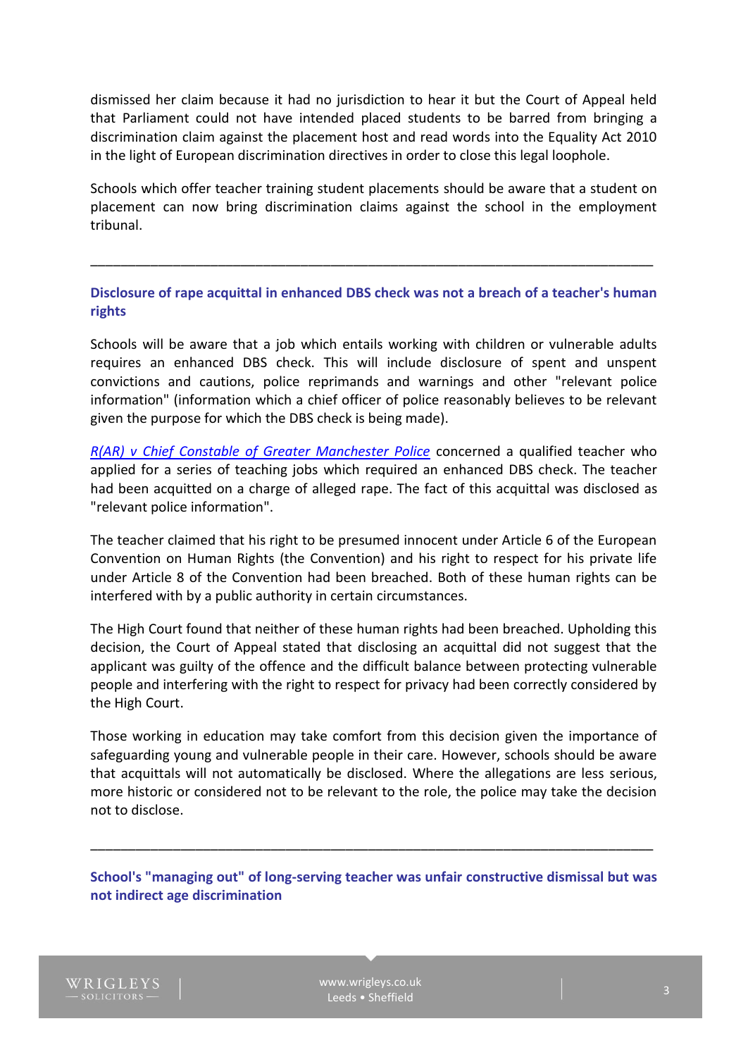dismissed her claim because it had no jurisdiction to hear it but the Court of Appeal held that Parliament could not have intended placed students to be barred from bringing a discrimination claim against the placement host and read words into the Equality Act 2010 in the light of European discrimination directives in order to close this legal loophole.

Schools which offer teacher training student placements should be aware that a student on placement can now bring discrimination claims against the school in the employment tribunal.

---

## Disclosure of rape acquittal in enhanced DBS check was not a breach of a teacher's human rights

Schools will be aware that a job which entails working with children or vulnerable adults requires an enhanced DBS check. This will include disclosure of spent and unspent convictions and cautions, police reprimands and warnings and other "relevant police information" (information which a chief officer of police reasonably believes to be relevant given the purpose for which the DBS check is being made).

*R(AR) v Chief Constable of Greater Manchester Police* concerned a qualified teacher who applied for a series of teaching jobs which required an enhanced DBS check. The teacher had been acquitted on a charge of alleged rape. The fact of this acquittal was disclosed as "relevant police information".

The teacher claimed that his right to be presumed innocent under Article 6 of the European Convention on Human Rights (the Convention) and his right to respect for his private life under Article 8 of the Convention had been breached. Both of these human rights can be interfered with by a public authority in certain circumstances.

The High Court found that neither of these human rights had been breached. Upholding this decision, the Court of Appeal stated that disclosing an acquittal did not suggest that the applicant was guilty of the offence and the difficult balance between protecting vulnerable people and interfering with the right to respect for privacy had been correctly considered by the High Court.

Those working in education may take comfort from this decision given the importance of safeguarding young and vulnerable people in their care. However, schools should be aware that acquittals will not automatically be disclosed. Where the allegations are less serious, more historic or considered not to be relevant to the role, the police may take the decision not to disclose.

---

## School's "managing out" of long-serving teacher was unfair constructive dismissal but was not indirect age discrimination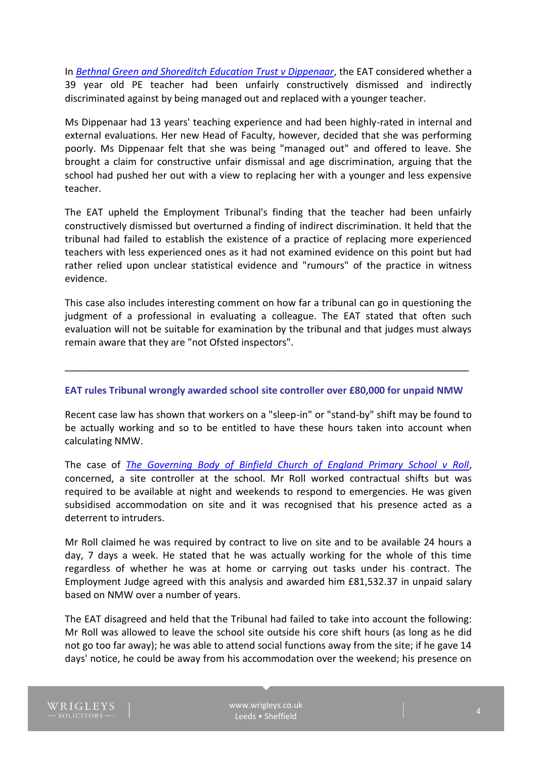In *Bethnal Green and Shoreditch Education Trust v Dippenaar*, the EAT considered whether a 39 year old PE teacher had been unfairly constructively dismissed and indirectly discriminated against by being managed out and replaced with a younger teacher.

Ms Dippenaar had 13 years' teaching experience and had been highly-rated in internal and external evaluations. Her new Head of Faculty, however, decided that she was performing poorly. Ms Dippenaar felt that she was being "managed out" and offered to leave. She brought a claim for constructive unfair dismissal and age discrimination, arguing that the school had pushed her out with a view to replacing her with a younger and less expensive teacher.

The EAT upheld the Employment Tribunal's finding that the teacher had been unfairly constructively dismissed but overturned a finding of indirect discrimination. It held that the tribunal had failed to establish the existence of a practice of replacing more experienced teachers with less experienced ones as it had not examined evidence on this point but had rather relied upon unclear statistical evidence and "rumours" of the practice in witness evidence.

This case also includes interesting comment on how far a tribunal can go in questioning the judgment of a professional in evaluating a colleague. The EAT stated that often such evaluation will not be suitable for examination by the tribunal and that judges must always remain aware that they are "not Ofsted inspectors".

---

### EAT rules Tribunal wrongly awarded school site controller over £80,000 for unpaid NMW

Recent case law has shown that workers on a "sleep-in" or "stand-by" shift may be found to be actually working and so to be entitled to have these hours taken into account when calculating NMW.

The case of *The Governing Body of Binfield Church of England Primary School v Roll*, concerned, a site controller at the school. Mr Roll worked contractual shifts but was required to be available at night and weekends to respond to emergencies. He was given subsidised accommodation on site and it was recognised that his presence acted as a deterrent to intruders.

Mr Roll claimed he was required by contract to live on site and to be available 24 hours a day, 7 days a week. He stated that he was actually working for the whole of this time regardless of whether he was at home or carrying out tasks under his contract. The Employment Judge agreed with this analysis and awarded him £81,532.37 in unpaid salary based on NMW over a number of years.

The EAT disagreed and held that the Tribunal had failed to take into account the following: Mr Roll was allowed to leave the school site outside his core shift hours (as long as he did not go too far away); he was able to attend social functions away from the site; if he gave 14 days' notice, he could be away from his accommodation over the weekend; his presence on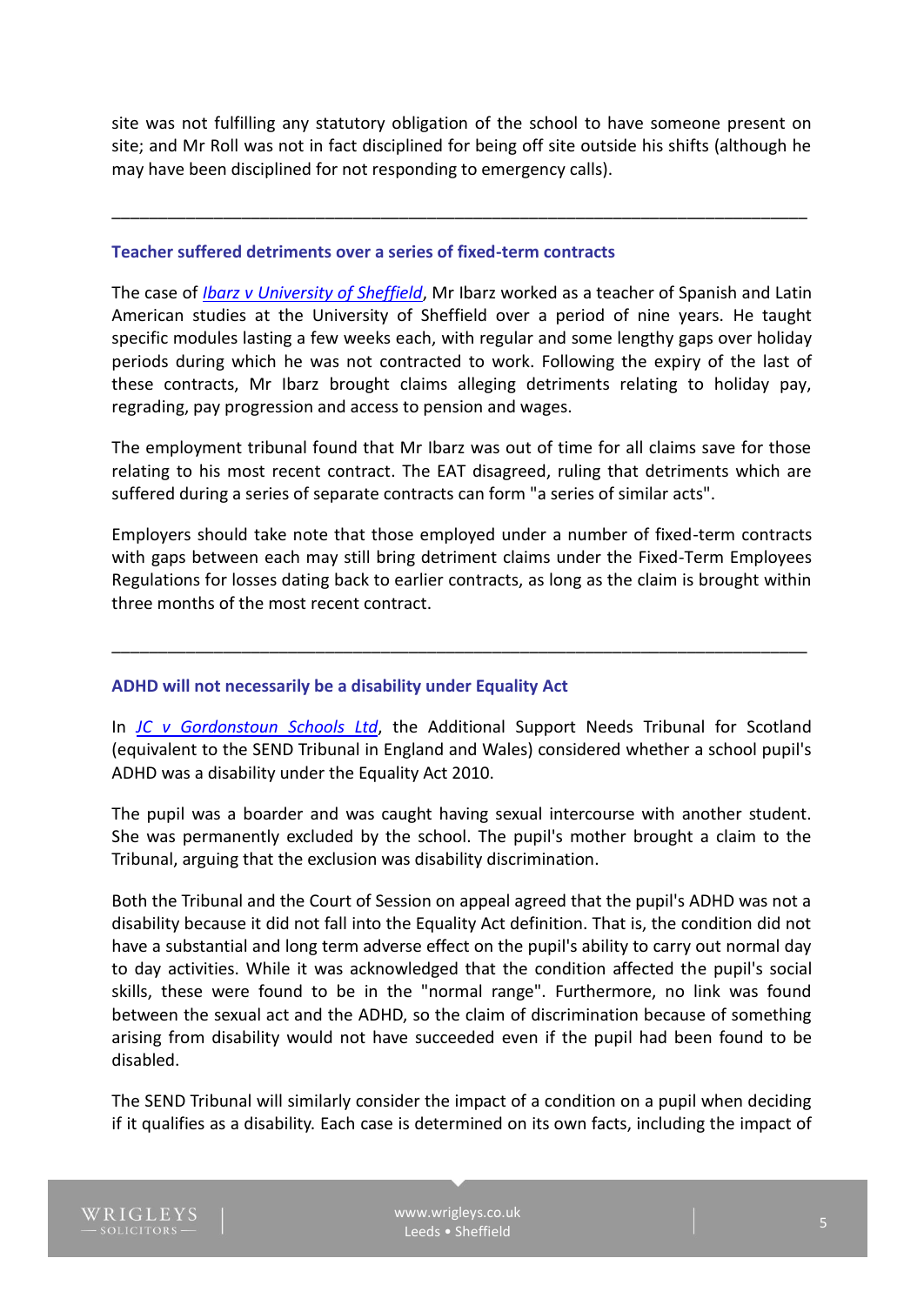site was not fulfilling any statutory obligation of the school to have someone present on site; and Mr Roll was not in fact disciplined for being off site outside his shifts (although he may have been disciplined for not responding to emergency calls).

---

### Teacher suffered detriments over a series of fixed-term contracts

The case of *Ibarz v University of Sheffield*, Mr Ibarz worked as a teacher of Spanish and Latin American studies at the University of Sheffield over a period of nine years. He taught specific modules lasting a few weeks each, with regular and some lengthy gaps over holiday periods during which he was not contracted to work. Following the expiry of the last of these contracts, Mr Ibarz brought claims alleging detriments relating to holiday pay, regrading, pay progression and access to pension and wages.

The employment tribunal found that Mr Ibarz was out of time for all claims save for those relating to his most recent contract. The EAT disagreed, ruling that detriments which are suffered during a series of separate contracts can form "a series of similar acts".

Employers should take note that those employed under a number of fixed-term contracts with gaps between each may still bring detriment claims under the Fixed-Term Employees Regulations for losses dating back to earlier contracts, as long as the claim is brought within three months of the most recent contract.

---

### ADHD will not necessarily be a disability under Equality Act

In *JC v Gordonstoun Schools Ltd*, the Additional Support Needs Tribunal for Scotland (equivalent to the SEND Tribunal in England and Wales) considered whether a school pupil's ADHD was a disability under the Equality Act 2010.

The pupil was a boarder and was caught having sexual intercourse with another student. She was permanently excluded by the school. The pupil's mother brought a claim to the Tribunal, arguing that the exclusion was disability discrimination.

Both the Tribunal and the Court of Session on appeal agreed that the pupil's ADHD was not a disability because it did not fall into the Equality Act definition. That is, the condition did not have a substantial and long term adverse effect on the pupil's ability to carry out normal day to day activities. While it was acknowledged that the condition affected the pupil's social skills, these were found to be in the "normal range". Furthermore, no link was found between the sexual act and the ADHD, so the claim of discrimination because of something arising from disability would not have succeeded even if the pupil had been found to be disabled.

The SEND Tribunal will similarly consider the impact of a condition on a pupil when deciding if it qualifies as a disability. Each case is determined on its own facts, including the impact of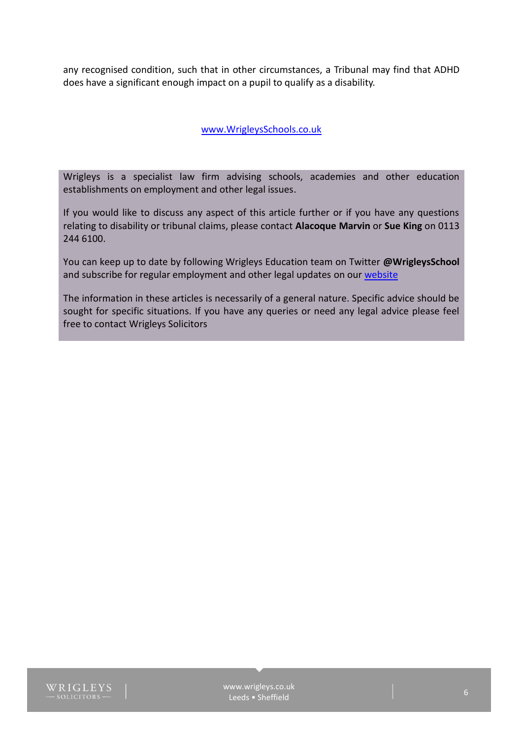any recognised condition, such that in other circumstances, a Tribunal may find that ADHD does have a significant enough impact on a pupil to qualify as a disability.

[www.WrigleysSchools.co.uk](http://www.WrigleysSchools.co.uk)

Wrigleys is a specialist law firm advising schools, academies and other education establishments on employment and other legal issues.

If you would like to discuss any aspect of this article further or if you have any questions relating to disability or tribunal claims, please contact **Alacoque Marvin** or **Sue King** on 0113 244 6100.

You can keep up to date by following Wrigleys Education team on Twitter **@WrigleysSchool** and subscribe for regular employment and other legal updates on our website

The information in these articles is necessarily of a general nature. Specific advice should be sought for specific situations. If you have any queries or need any legal advice please feel free to contact Wrigleys Solicitors